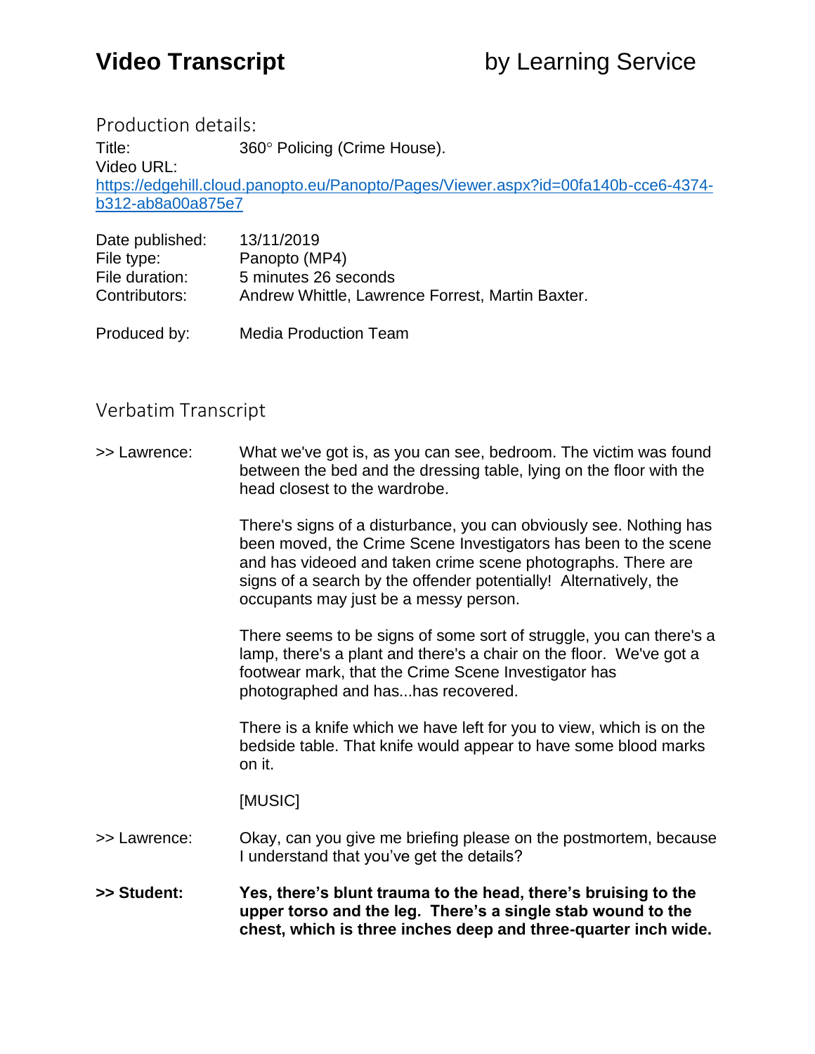# Video Transcript by Learning Service

## Production details:

Title: 360° Policing (Crime House).

Video URL: https://edgehill.cloud.panopto.eu/Panopto/Pages/Viewer.aspx?id=00fa140b-cce6-4374-b312-ab8a00a875e7

Date published: 13/11/2019
File type: Panopto (MP4)
File duration: 5 minutes 26 seconds
Contributors: Andrew Whittle, Lawrence Forrest, Martin Baxter.

Produced by: Media Production Team

## Verbatim Transcript

>> Lawrence: What we've got is, as you can see, bedroom. The victim was found between the bed and the dressing table, lying on the floor with the head closest to the wardrobe.

There's signs of a disturbance, you can obviously see. Nothing has been moved, the Crime Scene Investigators has been to the scene and has videoed and taken crime scene photographs. There are signs of a search by the offender potentially! Alternatively, the occupants may just be a messy person.

There seems to be signs of some sort of struggle, you can there's a lamp, there's a plant and there's a chair on the floor. We've got a footwear mark, that the Crime Scene Investigator has photographed and has...has recovered.

There is a knife which we have left for you to view, which is on the bedside table. That knife would appear to have some blood marks on it.

[MUSIC]

>> Lawrence: Okay, can you give me briefing please on the postmortem, because I understand that you've get the details?

**>> Student: Yes, there's blunt trauma to the head, there's bruising to the upper torso and the leg. There's a single stab wound to the chest, which is three inches deep and three-quarter inch wide.**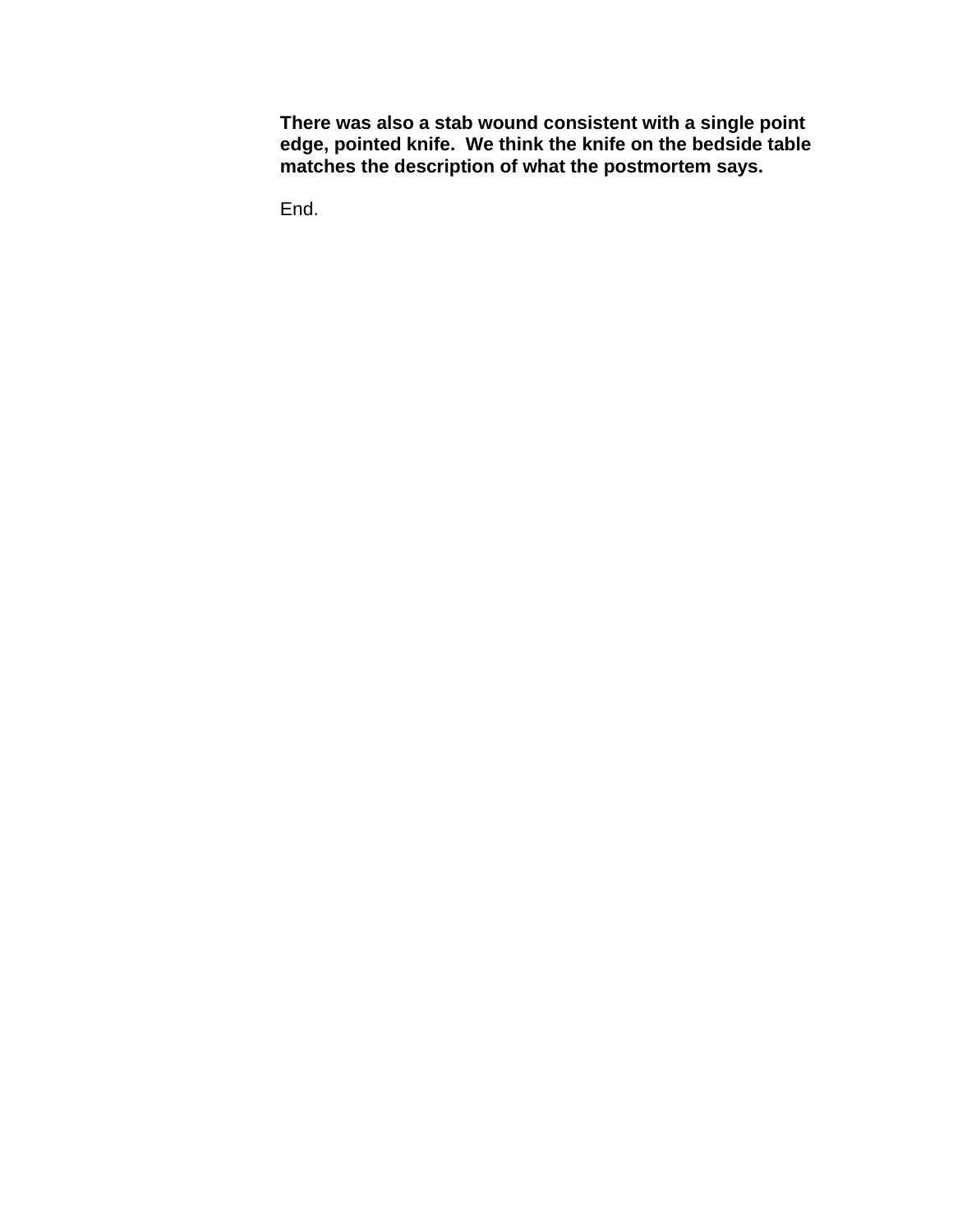**There was also a stab wound consistent with a single point edge, pointed knife. We think the knife on the bedside table matches the description of what the postmortem says.**

End.